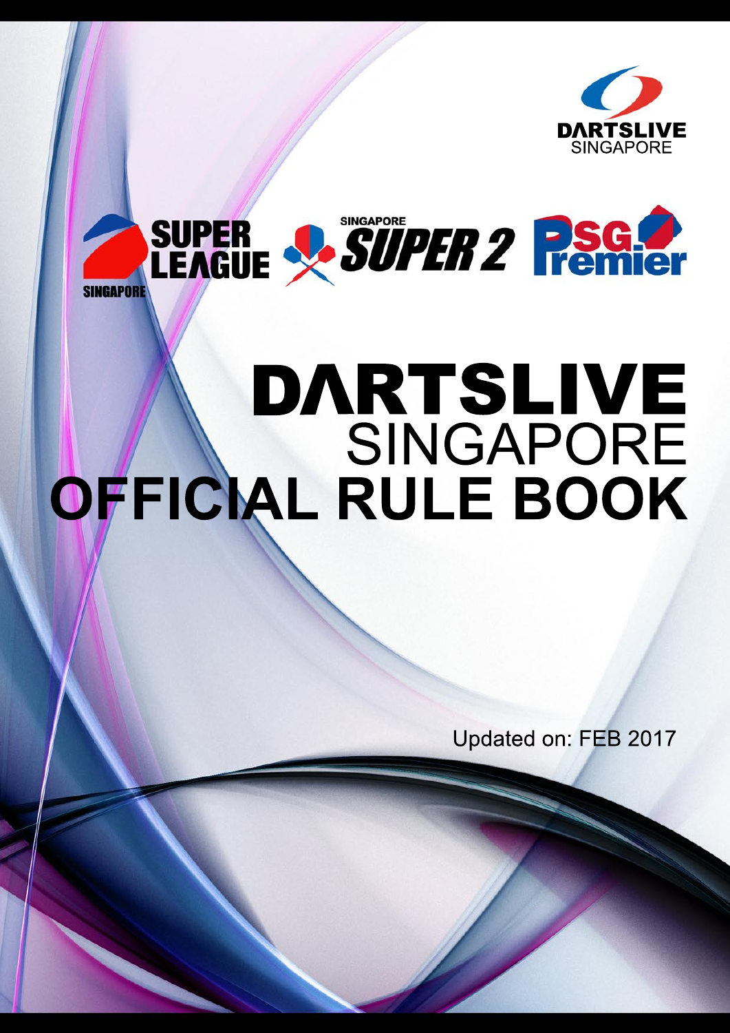DARTSLIVE SINGAPORE

SUPER LEAGUE SINGAPORE

SINGAPORE SUPER 2

PSG Premier

# DARTSLIVE SINGAPORE OFFICIAL RULE BOOK

Updated on: FEB 2017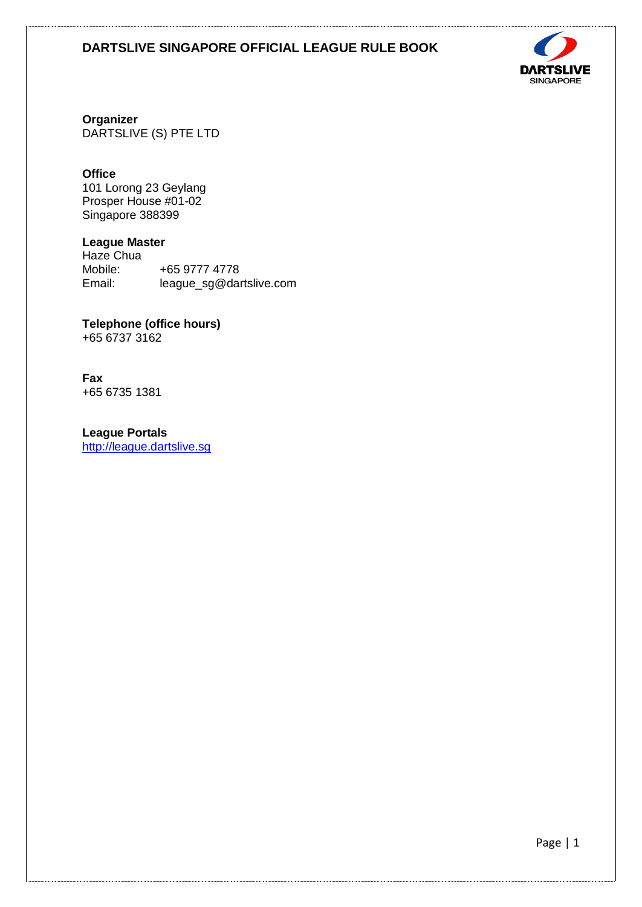# DARTSLIVE SINGAPORE OFFICIAL LEAGUE RULE BOOK

**Organizer**
DARTSLIVE (S) PTE LTD

**Office**
101 Lorong 23 Geylang
Prosper House #01-02
Singapore 388399

**League Master**
Haze Chua
Mobile: +65 9777 4778
Email: league_sg@dartslive.com

**Telephone (office hours)**
+65 6737 3162

**Fax**
+65 6735 1381

**League Portals**
http://league.dartslive.sg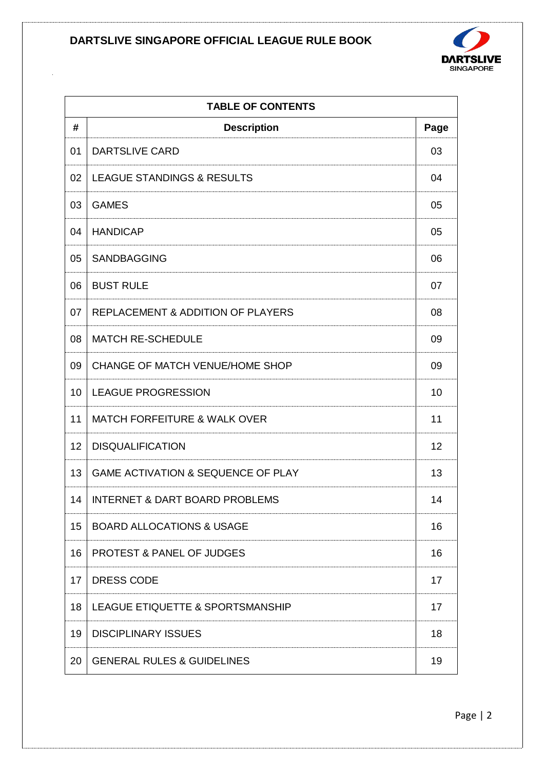| TABLE OF CONTENTS | | |
|---|---|---|
| **#** | **Description** | **Page** |
| 01 | DARTSLIVE CARD | 03 |
| 02 | LEAGUE STANDINGS & RESULTS | 04 |
| 03 | GAMES | 05 |
| 04 | HANDICAP | 05 |
| 05 | SANDBAGGING | 06 |
| 06 | BUST RULE | 07 |
| 07 | REPLACEMENT & ADDITION OF PLAYERS | 08 |
| 08 | MATCH RE-SCHEDULE | 09 |
| 09 | CHANGE OF MATCH VENUE/HOME SHOP | 09 |
| 10 | LEAGUE PROGRESSION | 10 |
| 11 | MATCH FORFEITURE & WALK OVER | 11 |
| 12 | DISQUALIFICATION | 12 |
| 13 | GAME ACTIVATION & SEQUENCE OF PLAY | 13 |
| 14 | INTERNET & DART BOARD PROBLEMS | 14 |
| 15 | BOARD ALLOCATIONS & USAGE | 16 |
| 16 | PROTEST & PANEL OF JUDGES | 16 |
| 17 | DRESS CODE | 17 |
| 18 | LEAGUE ETIQUETTE & SPORTSMANSHIP | 17 |
| 19 | DISCIPLINARY ISSUES | 18 |
| 20 | GENERAL RULES & GUIDELINES | 19 |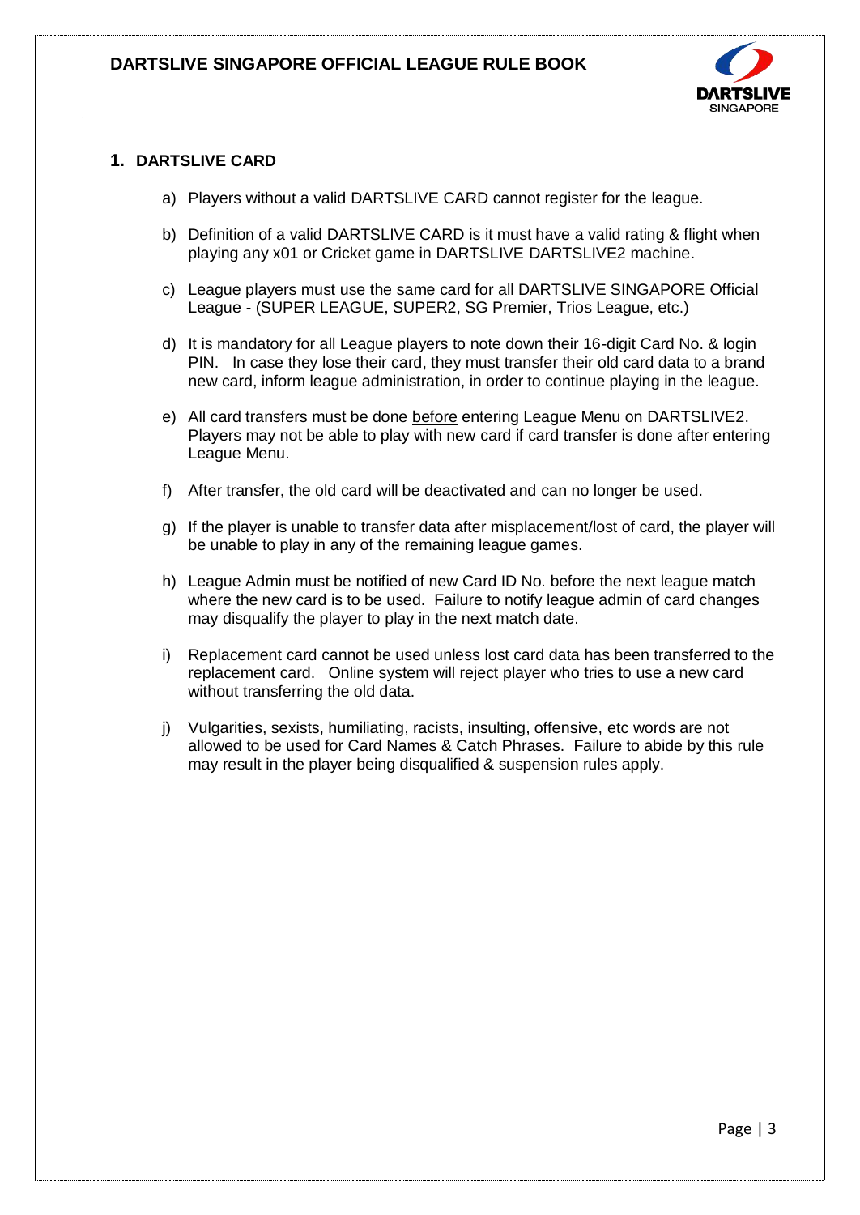## 1. DARTSLIVE CARD

a) Players without a valid DARTSLIVE CARD cannot register for the league.

b) Definition of a valid DARTSLIVE CARD is it must have a valid rating & flight when playing any x01 or Cricket game in DARTSLIVE DARTSLIVE2 machine.

c) League players must use the same card for all DARTSLIVE SINGAPORE Official League - (SUPER LEAGUE, SUPER2, SG Premier, Trios League, etc.)

d) It is mandatory for all League players to note down their 16-digit Card No. & login PIN. In case they lose their card, they must transfer their old card data to a brand new card, inform league administration, in order to continue playing in the league.

e) All card transfers must be done <u>before</u> entering League Menu on DARTSLIVE2. Players may not be able to play with new card if card transfer is done after entering League Menu.

f) After transfer, the old card will be deactivated and can no longer be used.

g) If the player is unable to transfer data after misplacement/lost of card, the player will be unable to play in any of the remaining league games.

h) League Admin must be notified of new Card ID No. before the next league match where the new card is to be used. Failure to notify league admin of card changes may disqualify the player to play in the next match date.

i) Replacement card cannot be used unless lost card data has been transferred to the replacement card. Online system will reject player who tries to use a new card without transferring the old data.

j) Vulgarities, sexists, humiliating, racists, insulting, offensive, etc words are not allowed to be used for Card Names & Catch Phrases. Failure to abide by this rule may result in the player being disqualified & suspension rules apply.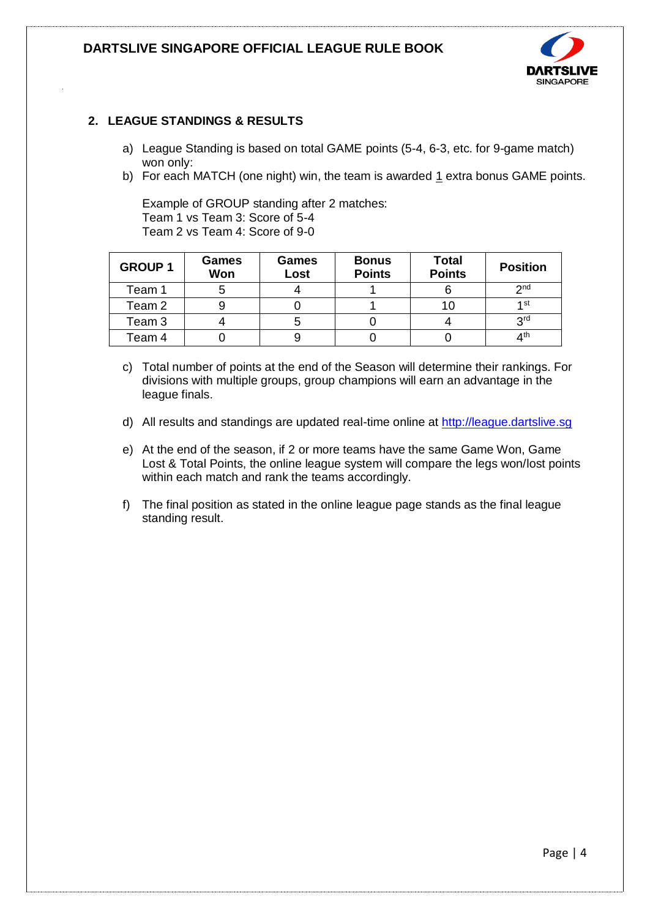## 2. LEAGUE STANDINGS & RESULTS

a) League Standing is based on total GAME points (5-4, 6-3, etc. for 9-game match) won only:

b) For each MATCH (one night) win, the team is awarded 1 extra bonus GAME points.

Example of GROUP standing after 2 matches:
Team 1 vs Team 3: Score of 5-4
Team 2 vs Team 4: Score of 9-0

| GROUP 1 | Games Won | Games Lost | Bonus Points | Total Points | Position |
|---|---|---|---|---|---|
| Team 1 | 5 | 4 | 1 | 6 | 2nd |
| Team 2 | 9 | 0 | 1 | 10 | 1st |
| Team 3 | 4 | 5 | 0 | 4 | 3rd |
| Team 4 | 0 | 9 | 0 | 0 | 4th |

c) Total number of points at the end of the Season will determine their rankings. For divisions with multiple groups, group champions will earn an advantage in the league finals.

d) All results and standings are updated real-time online at http://league.dartslive.sg

e) At the end of the season, if 2 or more teams have the same Game Won, Game Lost & Total Points, the online league system will compare the legs won/lost points within each match and rank the teams accordingly.

f) The final position as stated in the online league page stands as the final league standing result.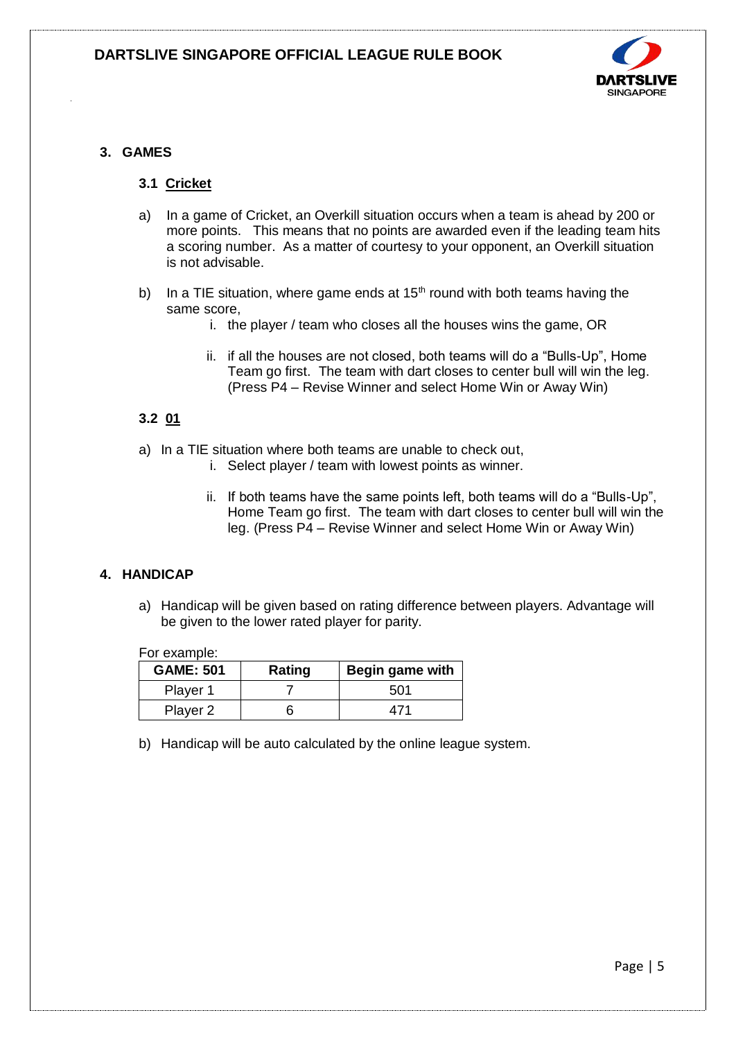## 3. GAMES

### 3.1 Cricket

a) In a game of Cricket, an Overkill situation occurs when a team is ahead by 200 or more points. This means that no points are awarded even if the leading team hits a scoring number. As a matter of courtesy to your opponent, an Overkill situation is not advisable.

b) In a TIE situation, where game ends at 15th round with both teams having the same score,

   i. the player / team who closes all the houses wins the game, OR

   ii. if all the houses are not closed, both teams will do a “Bulls-Up”, Home Team go first. The team with dart closes to center bull will win the leg. (Press P4 – Revise Winner and select Home Win or Away Win)

### 3.2 01

a) In a TIE situation where both teams are unable to check out,

   i. Select player / team with lowest points as winner.

   ii. If both teams have the same points left, both teams will do a “Bulls-Up”, Home Team go first. The team with dart closes to center bull will win the leg. (Press P4 – Revise Winner and select Home Win or Away Win)

## 4. HANDICAP

a) Handicap will be given based on rating difference between players. Advantage will be given to the lower rated player for parity.

For example:

| GAME: 501 | Rating | Begin game with |
|---|---|---|
| Player 1 | 7 | 501 |
| Player 2 | 6 | 471 |

b) Handicap will be auto calculated by the online league system.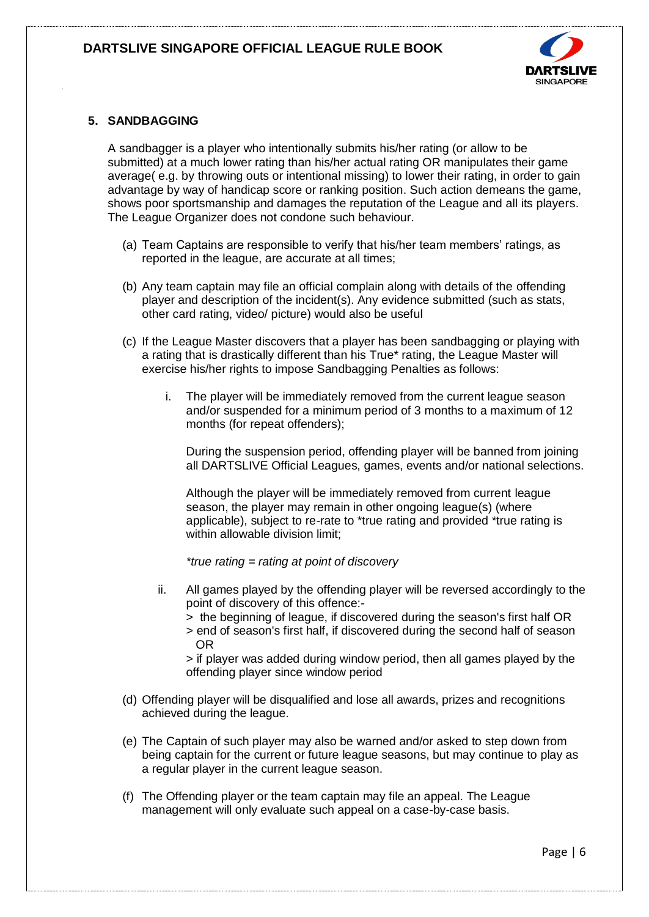## 5. SANDBAGGING

A sandbagger is a player who intentionally submits his/her rating (or allow to be submitted) at a much lower rating than his/her actual rating OR manipulates their game average( e.g. by throwing outs or intentional missing) to lower their rating, in order to gain advantage by way of handicap score or ranking position. Such action demeans the game, shows poor sportsmanship and damages the reputation of the League and all its players. The League Organizer does not condone such behaviour.

(a) Team Captains are responsible to verify that his/her team members' ratings, as reported in the league, are accurate at all times;

(b) Any team captain may file an official complain along with details of the offending player and description of the incident(s). Any evidence submitted (such as stats, other card rating, video/ picture) would also be useful

(c) If the League Master discovers that a player has been sandbagging or playing with a rating that is drastically different than his True* rating, the League Master will exercise his/her rights to impose Sandbagging Penalties as follows:

i. The player will be immediately removed from the current league season and/or suspended for a minimum period of 3 months to a maximum of 12 months (for repeat offenders);

   During the suspension period, offending player will be banned from joining all DARTSLIVE Official Leagues, games, events and/or national selections.

   Although the player will be immediately removed from current league season, the player may remain in other ongoing league(s) (where applicable), subject to re-rate to *true rating and provided *true rating is within allowable division limit;

   *\*true rating = rating at point of discovery*

ii. All games played by the offending player will be reversed accordingly to the point of discovery of this offence:-
   > the beginning of league, if discovered during the season's first half OR
   > end of season's first half, if discovered during the second half of season OR
   > if player was added during window period, then all games played by the offending player since window period

(d) Offending player will be disqualified and lose all awards, prizes and recognitions achieved during the league.

(e) The Captain of such player may also be warned and/or asked to step down from being captain for the current or future league seasons, but may continue to play as a regular player in the current league season.

(f) The Offending player or the team captain may file an appeal. The League management will only evaluate such appeal on a case-by-case basis.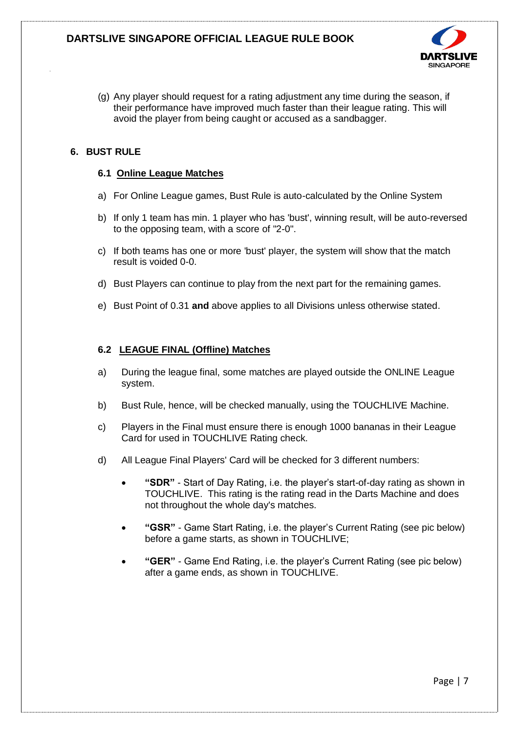(g) Any player should request for a rating adjustment any time during the season, if their performance have improved much faster than their league rating. This will avoid the player from being caught or accused as a sandbagger.

## 6. BUST RULE

### 6.1 Online League Matches

a) For Online League games, Bust Rule is auto-calculated by the Online System

b) If only 1 team has min. 1 player who has 'bust', winning result, will be auto-reversed to the opposing team, with a score of "2-0".

c) If both teams has one or more 'bust' player, the system will show that the match result is voided 0-0.

d) Bust Players can continue to play from the next part for the remaining games.

e) Bust Point of 0.31 **and** above applies to all Divisions unless otherwise stated.

### 6.2 LEAGUE FINAL (Offline) Matches

a) During the league final, some matches are played outside the ONLINE League system.

b) Bust Rule, hence, will be checked manually, using the TOUCHLIVE Machine.

c) Players in the Final must ensure there is enough 1000 bananas in their League Card for used in TOUCHLIVE Rating check.

d) All League Final Players' Card will be checked for 3 different numbers:

- **"SDR"** - Start of Day Rating, i.e. the player's start-of-day rating as shown in TOUCHLIVE. This rating is the rating read in the Darts Machine and does not throughout the whole day's matches.
- **"GSR"** - Game Start Rating, i.e. the player's Current Rating (see pic below) before a game starts, as shown in TOUCHLIVE;
- **"GER"** - Game End Rating, i.e. the player's Current Rating (see pic below) after a game ends, as shown in TOUCHLIVE.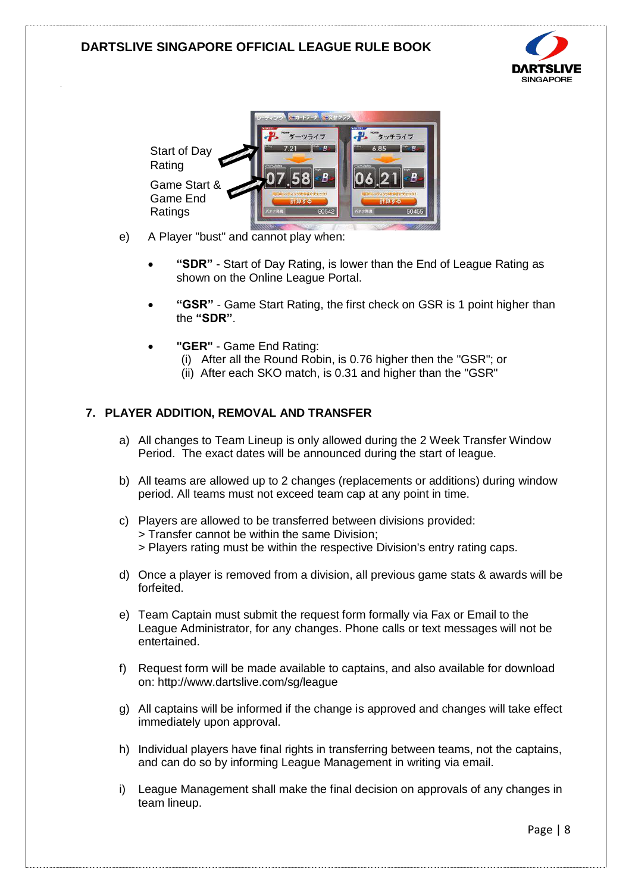Start of Day Rating

Game Start & Game End Ratings

e) A Player "bust" and cannot play when:

- **"SDR"** - Start of Day Rating, is lower than the End of League Rating as shown on the Online League Portal.
- **"GSR"** - Game Start Rating, the first check on GSR is 1 point higher than the **"SDR"**.
- **"GER"** - Game End Rating:
  (i) After all the Round Robin, is 0.76 higher then the "GSR"; or
  (ii) After each SKO match, is 0.31 and higher than the "GSR"

## 7. PLAYER ADDITION, REMOVAL AND TRANSFER

a) All changes to Team Lineup is only allowed during the 2 Week Transfer Window Period. The exact dates will be announced during the start of league.

b) All teams are allowed up to 2 changes (replacements or additions) during window period. All teams must not exceed team cap at any point in time.

c) Players are allowed to be transferred between divisions provided:
> Transfer cannot be within the same Division;
> Players rating must be within the respective Division's entry rating caps.

d) Once a player is removed from a division, all previous game stats & awards will be forfeited.

e) Team Captain must submit the request form formally via Fax or Email to the League Administrator, for any changes. Phone calls or text messages will not be entertained.

f) Request form will be made available to captains, and also available for download on: http://www.dartslive.com/sg/league

g) All captains will be informed if the change is approved and changes will take effect immediately upon approval.

h) Individual players have final rights in transferring between teams, not the captains, and can do so by informing League Management in writing via email.

i) League Management shall make the final decision on approvals of any changes in team lineup.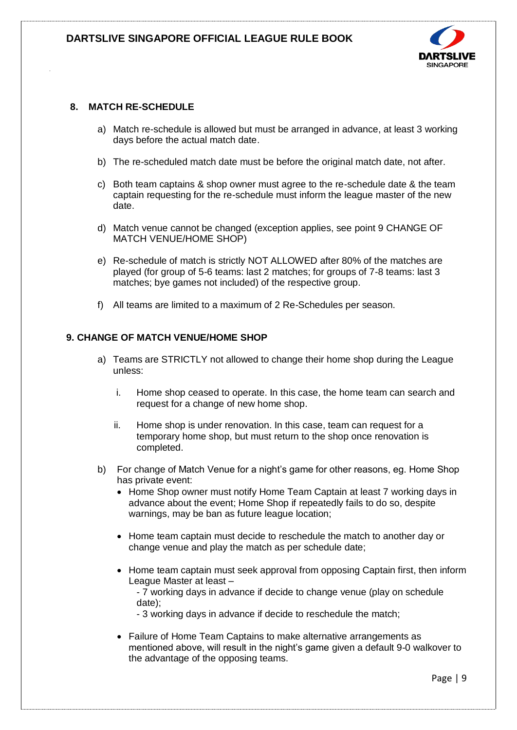## 8. MATCH RE-SCHEDULE

a) Match re-schedule is allowed but must be arranged in advance, at least 3 working days before the actual match date.

b) The re-scheduled match date must be before the original match date, not after.

c) Both team captains & shop owner must agree to the re-schedule date & the team captain requesting for the re-schedule must inform the league master of the new date.

d) Match venue cannot be changed (exception applies, see point 9 CHANGE OF MATCH VENUE/HOME SHOP)

e) Re-schedule of match is strictly NOT ALLOWED after 80% of the matches are played (for group of 5-6 teams: last 2 matches; for groups of 7-8 teams: last 3 matches; bye games not included) of the respective group.

f) All teams are limited to a maximum of 2 Re-Schedules per season.

## 9. CHANGE OF MATCH VENUE/HOME SHOP

a) Teams are STRICTLY not allowed to change their home shop during the League unless:

   i. Home shop ceased to operate. In this case, the home team can search and request for a change of new home shop.

   ii. Home shop is under renovation. In this case, team can request for a temporary home shop, but must return to the shop once renovation is completed.

b) For change of Match Venue for a night's game for other reasons, eg. Home Shop has private event:

   - Home Shop owner must notify Home Team Captain at least 7 working days in advance about the event; Home Shop if repeatedly fails to do so, despite warnings, may be ban as future league location;
   - Home team captain must decide to reschedule the match to another day or change venue and play the match as per schedule date;
   - Home team captain must seek approval from opposing Captain first, then inform League Master at least –
     - 7 working days in advance if decide to change venue (play on schedule date);
     - 3 working days in advance if decide to reschedule the match;
   - Failure of Home Team Captains to make alternative arrangements as mentioned above, will result in the night's game given a default 9-0 walkover to the advantage of the opposing teams.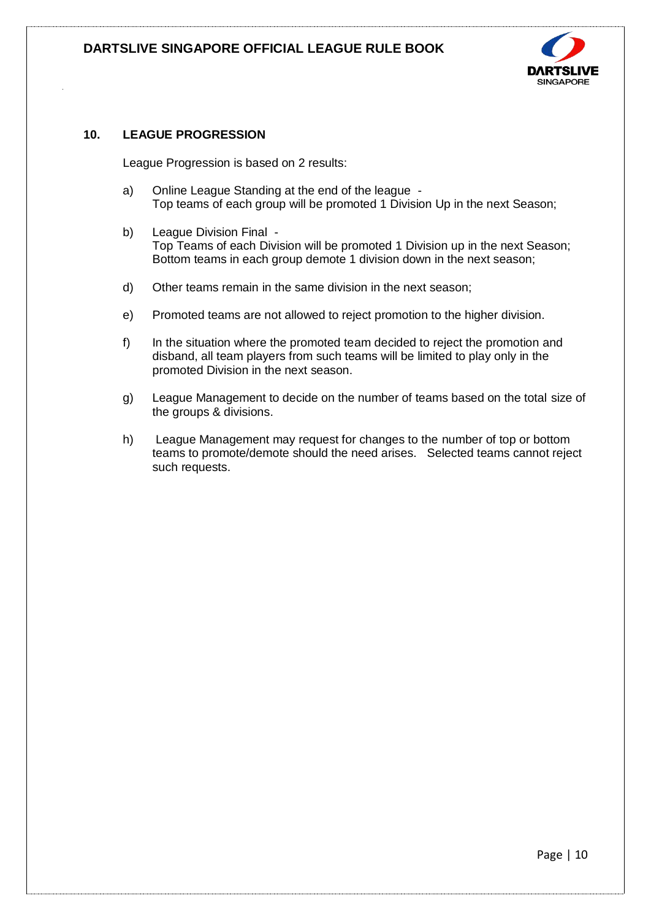## 10. LEAGUE PROGRESSION

League Progression is based on 2 results:

a) Online League Standing at the end of the league -
Top teams of each group will be promoted 1 Division Up in the next Season;

b) League Division Final -
Top Teams of each Division will be promoted 1 Division up in the next Season;
Bottom teams in each group demote 1 division down in the next season;

d) Other teams remain in the same division in the next season;

e) Promoted teams are not allowed to reject promotion to the higher division.

f) In the situation where the promoted team decided to reject the promotion and disband, all team players from such teams will be limited to play only in the promoted Division in the next season.

g) League Management to decide on the number of teams based on the total size of the groups & divisions.

h) League Management may request for changes to the number of top or bottom teams to promote/demote should the need arises. Selected teams cannot reject such requests.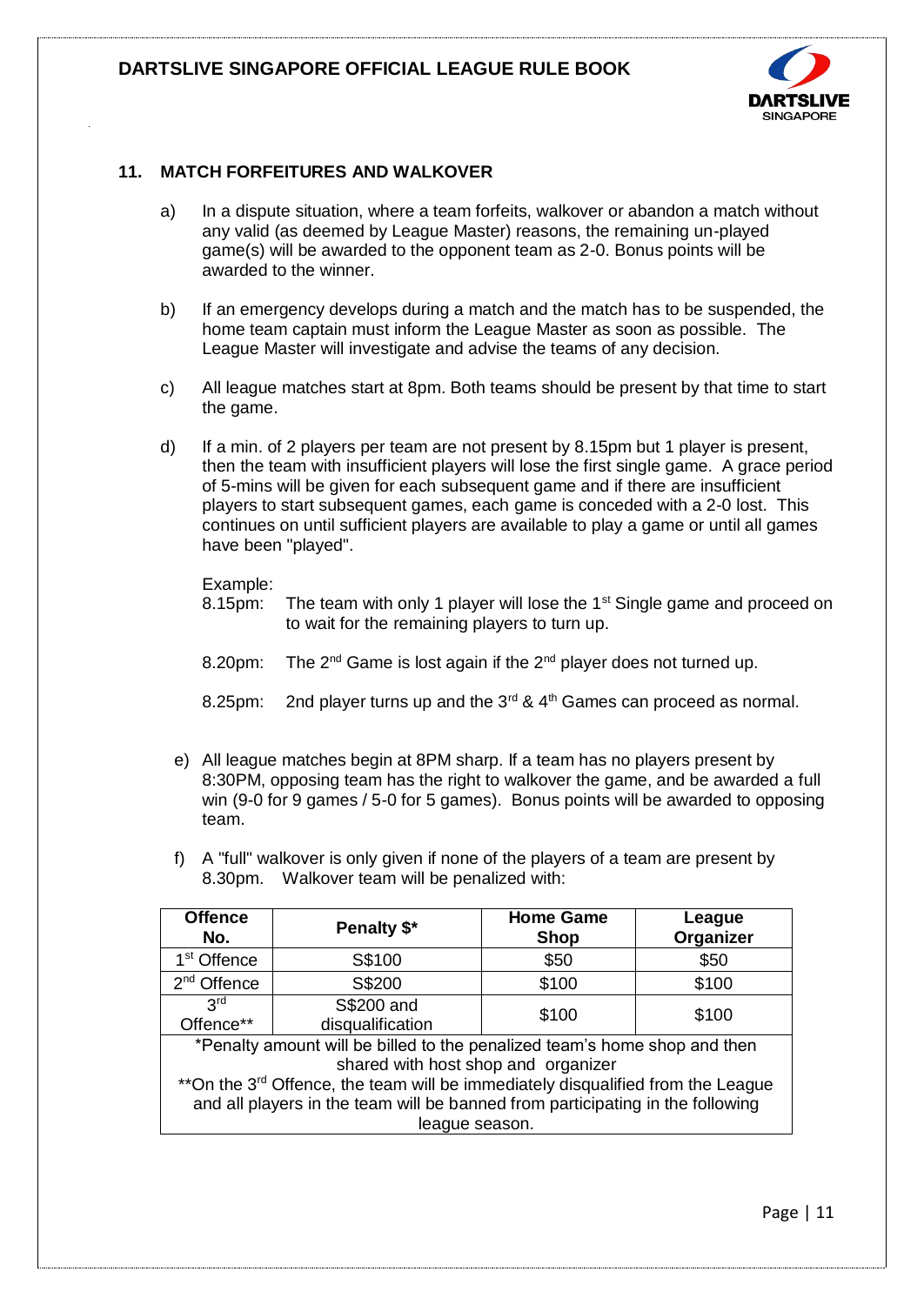## 11. MATCH FORFEITURES AND WALKOVER

a) In a dispute situation, where a team forfeits, walkover or abandon a match without any valid (as deemed by League Master) reasons, the remaining un-played game(s) will be awarded to the opponent team as 2-0. Bonus points will be awarded to the winner.

b) If an emergency develops during a match and the match has to be suspended, the home team captain must inform the League Master as soon as possible. The League Master will investigate and advise the teams of any decision.

c) All league matches start at 8pm. Both teams should be present by that time to start the game.

d) If a min. of 2 players per team are not present by 8.15pm but 1 player is present, then the team with insufficient players will lose the first single game. A grace period of 5-mins will be given for each subsequent game and if there are insufficient players to start subsequent games, each game is conceded with a 2-0 lost. This continues on until sufficient players are available to play a game or until all games have been "played".

   Example:
   - 8.15pm: The team with only 1 player will lose the 1st Single game and proceed on to wait for the remaining players to turn up.
   - 8.20pm: The 2nd Game is lost again if the 2nd player does not turned up.
   - 8.25pm: 2nd player turns up and the 3rd & 4th Games can proceed as normal.

e) All league matches begin at 8PM sharp. If a team has no players present by 8:30PM, opposing team has the right to walkover the game, and be awarded a full win (9-0 for 9 games / 5-0 for 5 games). Bonus points will be awarded to opposing team.

f) A "full" walkover is only given if none of the players of a team are present by 8.30pm. Walkover team will be penalized with:

| Offence No. | Penalty $* | Home Game Shop | League Organizer |
|---|---|---|---|
| 1st Offence | S$100 | $50 | $50 |
| 2nd Offence | S$200 | $100 | $100 |
| 3rd Offence** | S$200 and disqualification | $100 | $100 |

*Penalty amount will be billed to the penalized team's home shop and then shared with host shop and organizer

**On the 3rd Offence, the team will be immediately disqualified from the League and all players in the team will be banned from participating in the following league season.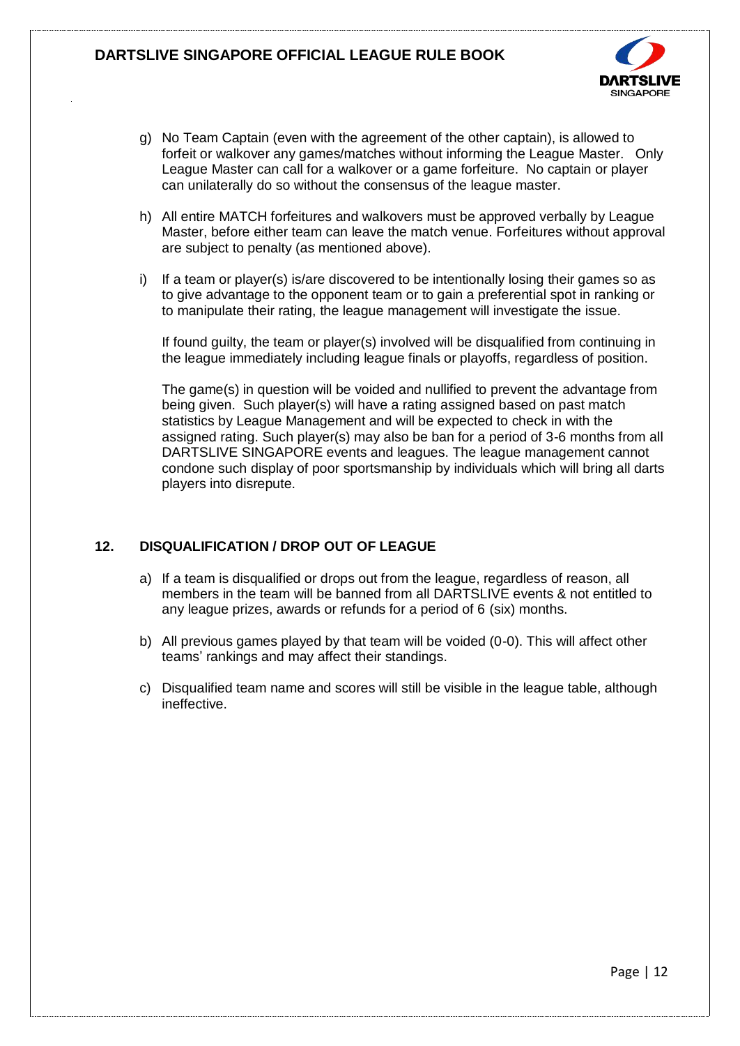g) No Team Captain (even with the agreement of the other captain), is allowed to forfeit or walkover any games/matches without informing the League Master. Only League Master can call for a walkover or a game forfeiture. No captain or player can unilaterally do so without the consensus of the league master.

h) All entire MATCH forfeitures and walkovers must be approved verbally by League Master, before either team can leave the match venue. Forfeitures without approval are subject to penalty (as mentioned above).

i) If a team or player(s) is/are discovered to be intentionally losing their games so as to give advantage to the opponent team or to gain a preferential spot in ranking or to manipulate their rating, the league management will investigate the issue.

   If found guilty, the team or player(s) involved will be disqualified from continuing in the league immediately including league finals or playoffs, regardless of position.

   The game(s) in question will be voided and nullified to prevent the advantage from being given. Such player(s) will have a rating assigned based on past match statistics by League Management and will be expected to check in with the assigned rating. Such player(s) may also be ban for a period of 3-6 months from all DARTSLIVE SINGAPORE events and leagues. The league management cannot condone such display of poor sportsmanship by individuals which will bring all darts players into disrepute.

## 12. DISQUALIFICATION / DROP OUT OF LEAGUE

a) If a team is disqualified or drops out from the league, regardless of reason, all members in the team will be banned from all DARTSLIVE events & not entitled to any league prizes, awards or refunds for a period of 6 (six) months.

b) All previous games played by that team will be voided (0-0). This will affect other teams' rankings and may affect their standings.

c) Disqualified team name and scores will still be visible in the league table, although ineffective.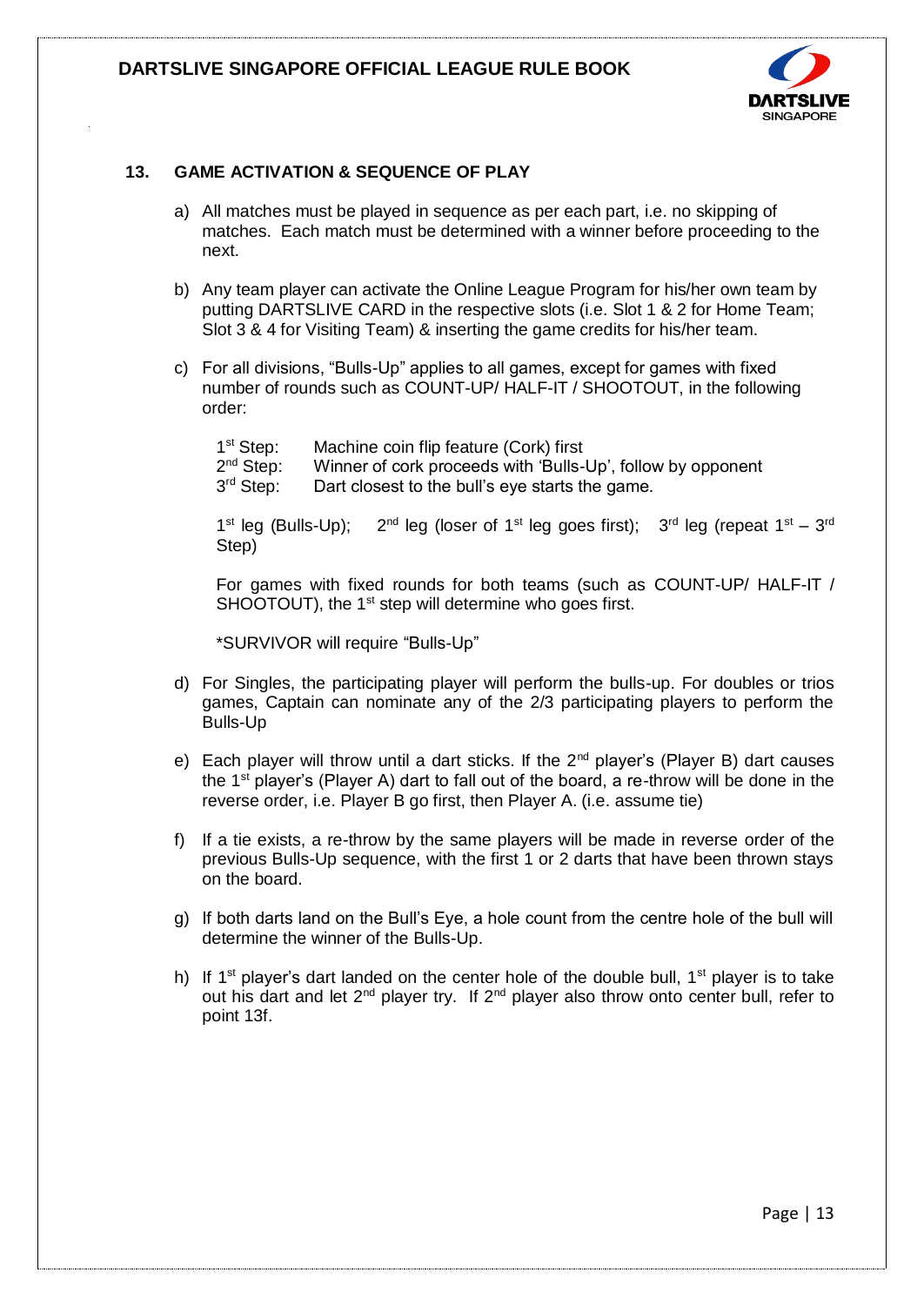## 13. GAME ACTIVATION & SEQUENCE OF PLAY

a) All matches must be played in sequence as per each part, i.e. no skipping of matches. Each match must be determined with a winner before proceeding to the next.

b) Any team player can activate the Online League Program for his/her own team by putting DARTSLIVE CARD in the respective slots (i.e. Slot 1 & 2 for Home Team; Slot 3 & 4 for Visiting Team) & inserting the game credits for his/her team.

c) For all divisions, "Bulls-Up" applies to all games, except for games with fixed number of rounds such as COUNT-UP/ HALF-IT / SHOOTOUT, in the following order:

   1st Step: Machine coin flip feature (Cork) first
   2nd Step: Winner of cork proceeds with 'Bulls-Up', follow by opponent
   3rd Step: Dart closest to the bull's eye starts the game.

   1st leg (Bulls-Up); 2nd leg (loser of 1st leg goes first); 3rd leg (repeat 1st – 3rd Step)

   For games with fixed rounds for both teams (such as COUNT-UP/ HALF-IT / SHOOTOUT), the 1st step will determine who goes first.

   *SURVIVOR will require "Bulls-Up"

d) For Singles, the participating player will perform the bulls-up. For doubles or trios games, Captain can nominate any of the 2/3 participating players to perform the Bulls-Up

e) Each player will throw until a dart sticks. If the 2nd player's (Player B) dart causes the 1st player's (Player A) dart to fall out of the board, a re-throw will be done in the reverse order, i.e. Player B go first, then Player A. (i.e. assume tie)

f) If a tie exists, a re-throw by the same players will be made in reverse order of the previous Bulls-Up sequence, with the first 1 or 2 darts that have been thrown stays on the board.

g) If both darts land on the Bull's Eye, a hole count from the centre hole of the bull will determine the winner of the Bulls-Up.

h) If 1st player's dart landed on the center hole of the double bull, 1st player is to take out his dart and let 2nd player try. If 2nd player also throw onto center bull, refer to point 13f.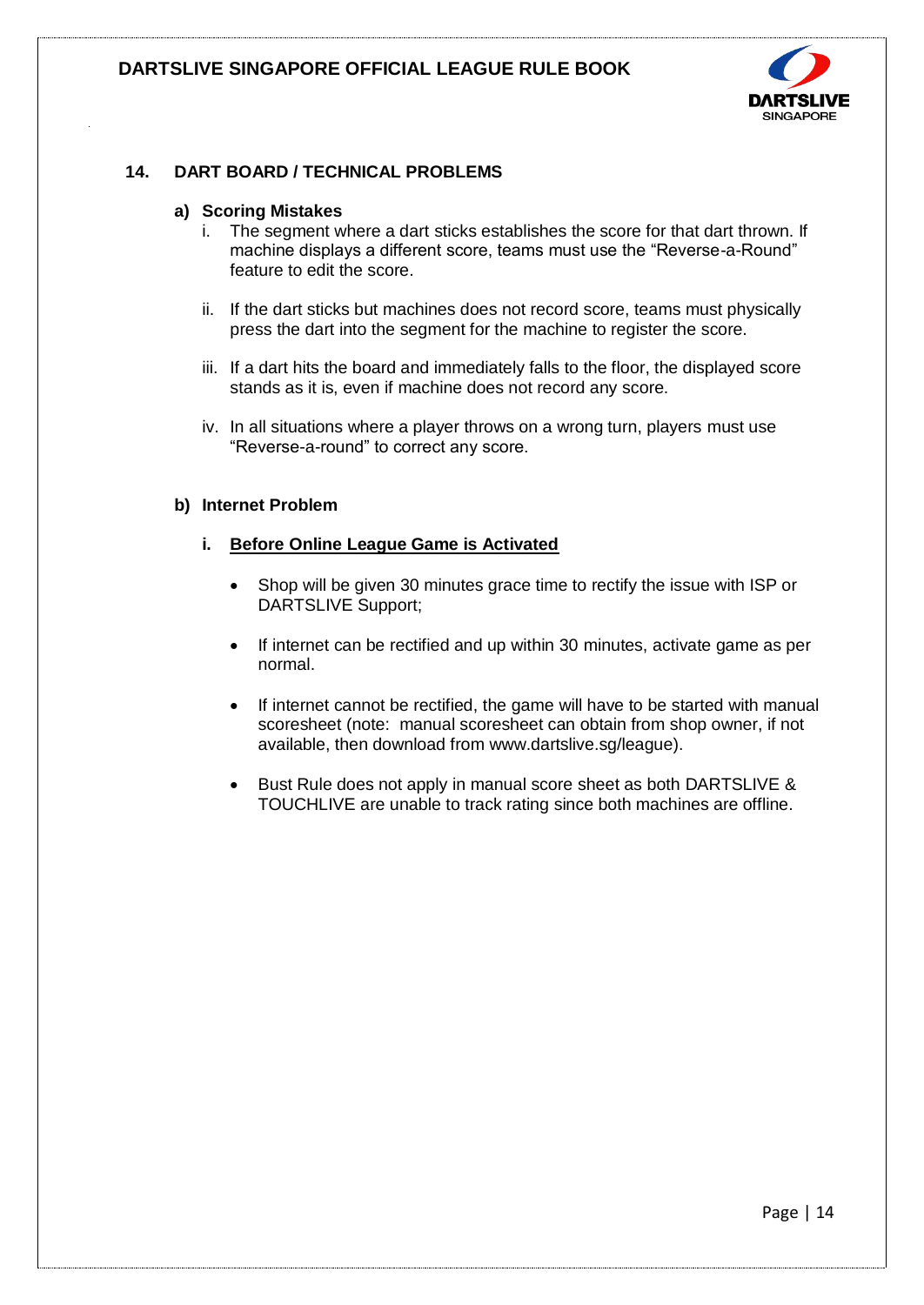## 14. DART BOARD / TECHNICAL PROBLEMS

### a) Scoring Mistakes

i. The segment where a dart sticks establishes the score for that dart thrown. If machine displays a different score, teams must use the "Reverse-a-Round" feature to edit the score.

ii. If the dart sticks but machines does not record score, teams must physically press the dart into the segment for the machine to register the score.

iii. If a dart hits the board and immediately falls to the floor, the displayed score stands as it is, even if machine does not record any score.

iv. In all situations where a player throws on a wrong turn, players must use "Reverse-a-round" to correct any score.

### b) Internet Problem

#### i. Before Online League Game is Activated

- Shop will be given 30 minutes grace time to rectify the issue with ISP or DARTSLIVE Support;
- If internet can be rectified and up within 30 minutes, activate game as per normal.
- If internet cannot be rectified, the game will have to be started with manual scoresheet (note: manual scoresheet can obtain from shop owner, if not available, then download from www.dartslive.sg/league).
- Bust Rule does not apply in manual score sheet as both DARTSLIVE & TOUCHLIVE are unable to track rating since both machines are offline.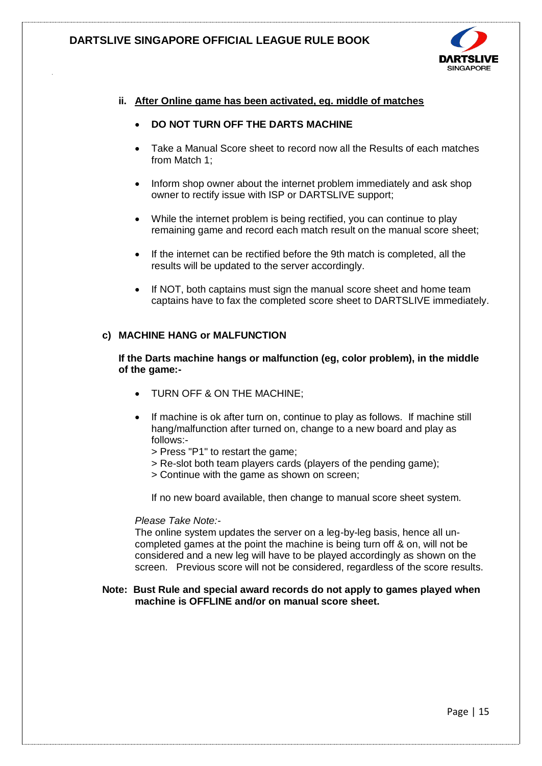**ii. <u>After Online game has been activated, eg. middle of matches</u>**

- **DO NOT TURN OFF THE DARTS MACHINE**
- Take a Manual Score sheet to record now all the Results of each matches from Match 1;
- Inform shop owner about the internet problem immediately and ask shop owner to rectify issue with ISP or DARTSLIVE support;
- While the internet problem is being rectified, you can continue to play remaining game and record each match result on the manual score sheet;
- If the internet can be rectified before the 9th match is completed, all the results will be updated to the server accordingly.
- If NOT, both captains must sign the manual score sheet and home team captains have to fax the completed score sheet to DARTSLIVE immediately.

### c) MACHINE HANG or MALFUNCTION

**If the Darts machine hangs or malfunction (eg, color problem), in the middle of the game:-**

- TURN OFF & ON THE MACHINE;
- If machine is ok after turn on, continue to play as follows. If machine still hang/malfunction after turned on, change to a new board and play as follows:-
  > Press "P1" to restart the game;
  > Re-slot both team players cards (players of the pending game);
  > Continue with the game as shown on screen;

  If no new board available, then change to manual score sheet system.

*Please Take Note:-*
The online system updates the server on a leg-by-leg basis, hence all un-completed games at the point the machine is being turn off & on, will not be considered and a new leg will have to be played accordingly as shown on the screen. Previous score will not be considered, regardless of the score results.

**Note: Bust Rule and special award records do not apply to games played when machine is OFFLINE and/or on manual score sheet.**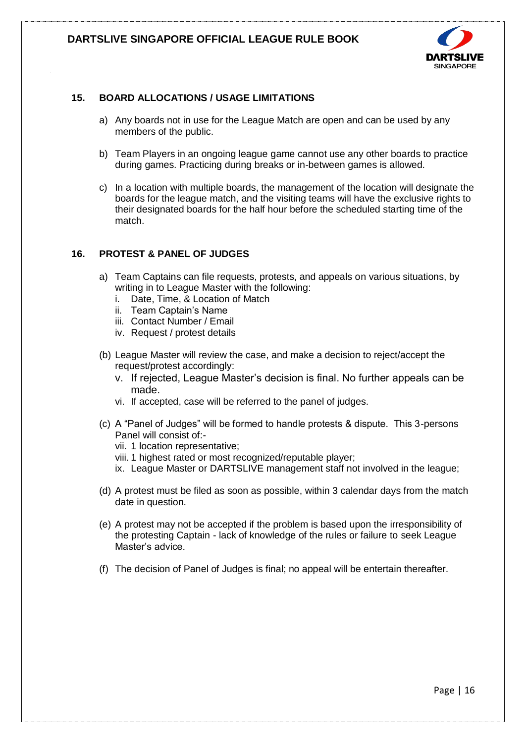## 15. BOARD ALLOCATIONS / USAGE LIMITATIONS

a) Any boards not in use for the League Match are open and can be used by any members of the public.

b) Team Players in an ongoing league game cannot use any other boards to practice during games. Practicing during breaks or in-between games is allowed.

c) In a location with multiple boards, the management of the location will designate the boards for the league match, and the visiting teams will have the exclusive rights to their designated boards for the half hour before the scheduled starting time of the match.

## 16. PROTEST & PANEL OF JUDGES

a) Team Captains can file requests, protests, and appeals on various situations, by writing in to League Master with the following:

   i. Date, Time, & Location of Match
   ii. Team Captain's Name
   iii. Contact Number / Email
   iv. Request / protest details

(b) League Master will review the case, and make a decision to reject/accept the request/protest accordingly:

   v. If rejected, League Master's decision is final. No further appeals can be made.
   vi. If accepted, case will be referred to the panel of judges.

(c) A "Panel of Judges" will be formed to handle protests & dispute. This 3-persons Panel will consist of:-

   vii. 1 location representative;
   viii. 1 highest rated or most recognized/reputable player;
   ix. League Master or DARTSLIVE management staff not involved in the league;

(d) A protest must be filed as soon as possible, within 3 calendar days from the match date in question.

(e) A protest may not be accepted if the problem is based upon the irresponsibility of the protesting Captain - lack of knowledge of the rules or failure to seek League Master's advice.

(f) The decision of Panel of Judges is final; no appeal will be entertain thereafter.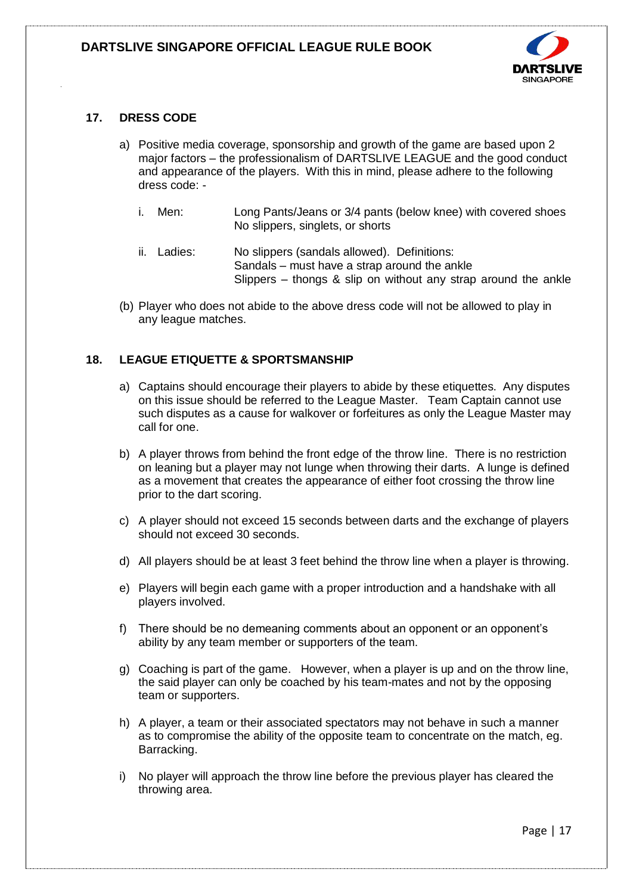## 17. DRESS CODE

a) Positive media coverage, sponsorship and growth of the game are based upon 2 major factors – the professionalism of DARTSLIVE LEAGUE and the good conduct and appearance of the players. With this in mind, please adhere to the following dress code: -

   i. Men: Long Pants/Jeans or 3/4 pants (below knee) with covered shoes
   No slippers, singlets, or shorts

   ii. Ladies: No slippers (sandals allowed). Definitions:
   Sandals – must have a strap around the ankle
   Slippers – thongs & slip on without any strap around the ankle

(b) Player who does not abide to the above dress code will not be allowed to play in any league matches.

## 18. LEAGUE ETIQUETTE & SPORTSMANSHIP

a) Captains should encourage their players to abide by these etiquettes. Any disputes on this issue should be referred to the League Master. Team Captain cannot use such disputes as a cause for walkover or forfeitures as only the League Master may call for one.

b) A player throws from behind the front edge of the throw line. There is no restriction on leaning but a player may not lunge when throwing their darts. A lunge is defined as a movement that creates the appearance of either foot crossing the throw line prior to the dart scoring.

c) A player should not exceed 15 seconds between darts and the exchange of players should not exceed 30 seconds.

d) All players should be at least 3 feet behind the throw line when a player is throwing.

e) Players will begin each game with a proper introduction and a handshake with all players involved.

f) There should be no demeaning comments about an opponent or an opponent's ability by any team member or supporters of the team.

g) Coaching is part of the game. However, when a player is up and on the throw line, the said player can only be coached by his team-mates and not by the opposing team or supporters.

h) A player, a team or their associated spectators may not behave in such a manner as to compromise the ability of the opposite team to concentrate on the match, eg. Barracking.

i) No player will approach the throw line before the previous player has cleared the throwing area.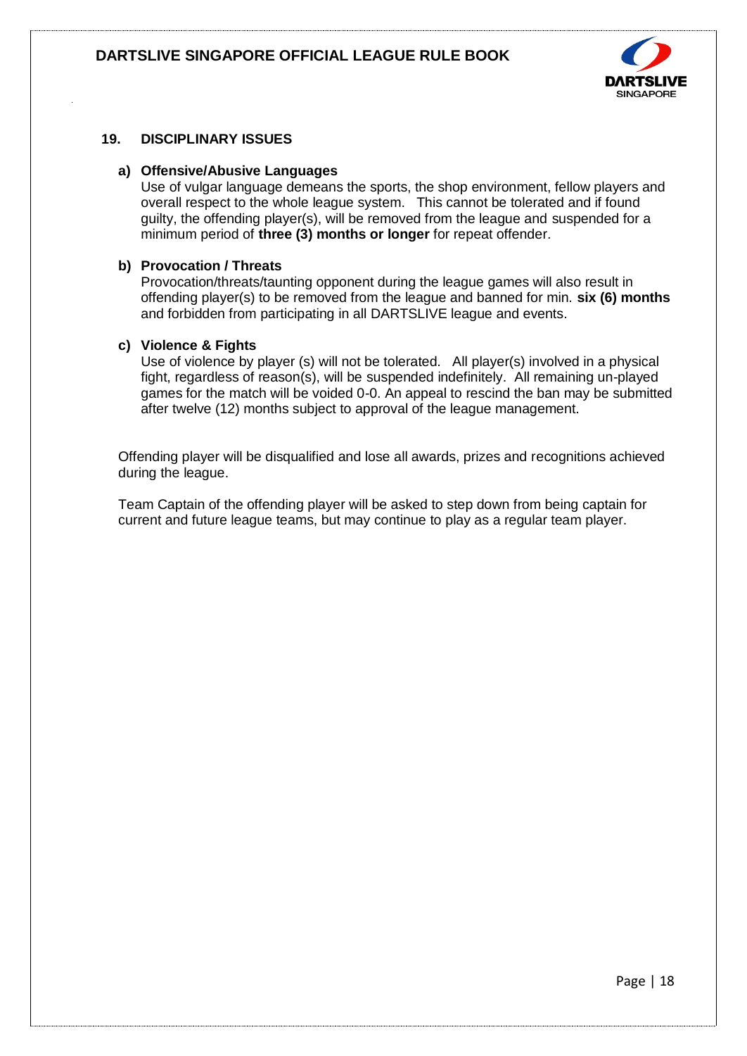## 19. DISCIPLINARY ISSUES

### a) Offensive/Abusive Languages

Use of vulgar language demeans the sports, the shop environment, fellow players and overall respect to the whole league system. This cannot be tolerated and if found guilty, the offending player(s), will be removed from the league and suspended for a minimum period of **three (3) months or longer** for repeat offender.

### b) Provocation / Threats

Provocation/threats/taunting opponent during the league games will also result in offending player(s) to be removed from the league and banned for min. **six (6) months** and forbidden from participating in all DARTSLIVE league and events.

### c) Violence & Fights

Use of violence by player (s) will not be tolerated. All player(s) involved in a physical fight, regardless of reason(s), will be suspended indefinitely. All remaining un-played games for the match will be voided 0-0. An appeal to rescind the ban may be submitted after twelve (12) months subject to approval of the league management.

Offending player will be disqualified and lose all awards, prizes and recognitions achieved during the league.

Team Captain of the offending player will be asked to step down from being captain for current and future league teams, but may continue to play as a regular team player.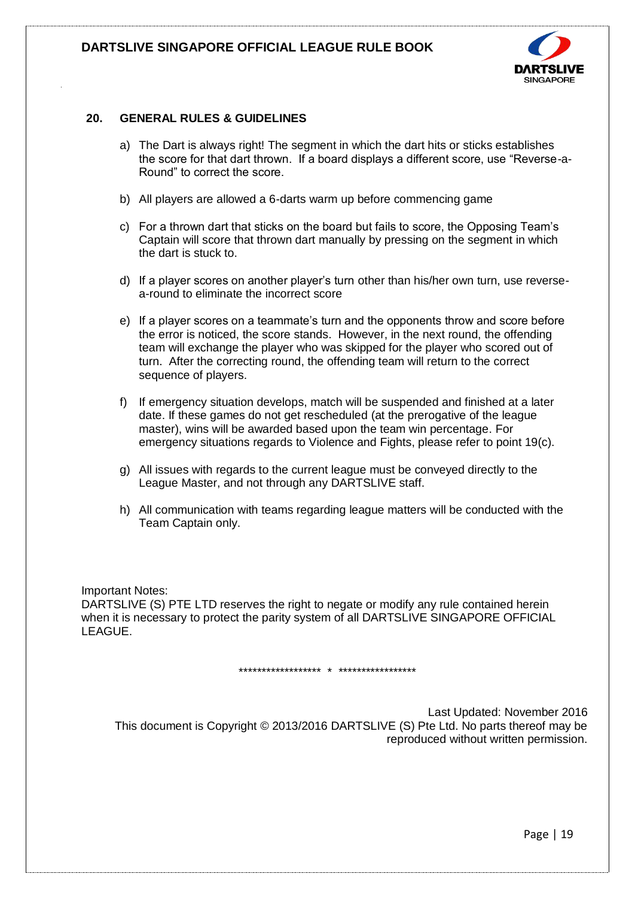## 20. GENERAL RULES & GUIDELINES

a) The Dart is always right! The segment in which the dart hits or sticks establishes the score for that dart thrown. If a board displays a different score, use "Reverse-a-Round" to correct the score.

b) All players are allowed a 6-darts warm up before commencing game

c) For a thrown dart that sticks on the board but fails to score, the Opposing Team's Captain will score that thrown dart manually by pressing on the segment in which the dart is stuck to.

d) If a player scores on another player's turn other than his/her own turn, use reverse-a-round to eliminate the incorrect score

e) If a player scores on a teammate's turn and the opponents throw and score before the error is noticed, the score stands. However, in the next round, the offending team will exchange the player who was skipped for the player who scored out of turn. After the correcting round, the offending team will return to the correct sequence of players.

f) If emergency situation develops, match will be suspended and finished at a later date. If these games do not get rescheduled (at the prerogative of the league master), wins will be awarded based upon the team win percentage. For emergency situations regards to Violence and Fights, please refer to point 19(c).

g) All issues with regards to the current league must be conveyed directly to the League Master, and not through any DARTSLIVE staff.

h) All communication with teams regarding league matters will be conducted with the Team Captain only.

Important Notes:
DARTSLIVE (S) PTE LTD reserves the right to negate or modify any rule contained herein when it is necessary to protect the parity system of all DARTSLIVE SINGAPORE OFFICIAL LEAGUE.

****************** * *****************

Last Updated: November 2016
This document is Copyright © 2013/2016 DARTSLIVE (S) Pte Ltd. No parts thereof may be reproduced without written permission.